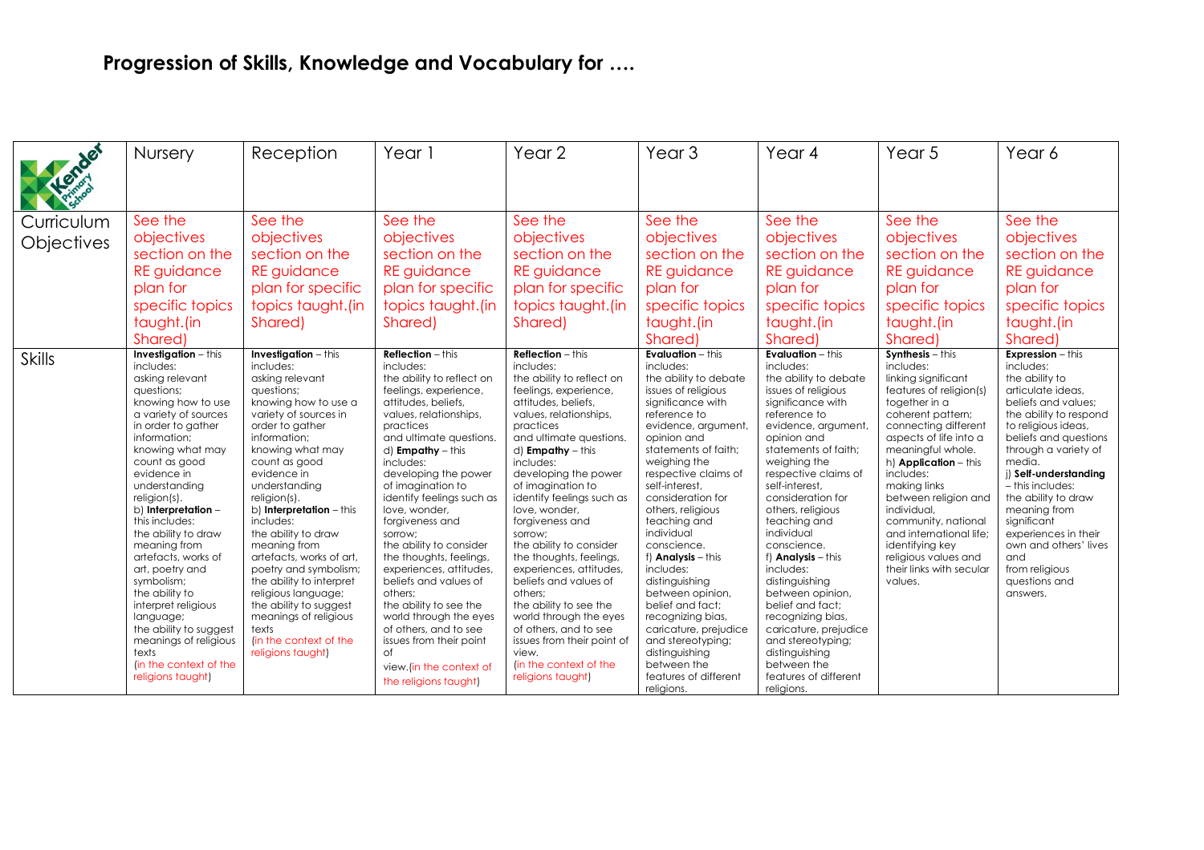## Progression of Skills, Knowledge and Vocabulary for ….

| | Nursery | Reception | Year 1 | Year 2 | Year 3 | Year 4 | Year 5 | Year 6 |
|---|---|---|---|---|---|---|---|---|
| Curriculum Objectives | See the objectives section on the RE guidance plan for specific topics taught.(in Shared) | See the objectives section on the RE guidance plan for specific topics taught.(in Shared) | See the objectives section on the RE guidance plan for specific topics taught.(in Shared) | See the objectives section on the RE guidance plan for specific topics taught.(in Shared) | See the objectives section on the RE guidance plan for specific topics taught.(in Shared) | See the objectives section on the RE guidance plan for specific topics taught.(in Shared) | See the objectives section on the RE guidance plan for specific topics taught.(in Shared) | See the objectives section on the RE guidance plan for specific topics taught.(in Shared) |
| Skills | **Investigation** – this includes: asking relevant questions; knowing how to use a variety of sources in order to gather information; knowing what may count as good evidence in understanding religion(s). b) **Interpretation** – this includes: the ability to draw meaning from artefacts, works of art, poetry and symbolism; the ability to interpret religious language; the ability to suggest meanings of religious texts (in the context of the religions taught) | **Investigation** – this includes: asking relevant questions; knowing how to use a variety of sources in order to gather information; knowing what may count as good evidence in understanding religion(s). b) **Interpretation** – this includes: the ability to draw meaning from artefacts, works of art, poetry and symbolism; the ability to interpret religious language; the ability to suggest meanings of religious texts (in the context of the religions taught) | **Reflection** – this includes: the ability to reflect on feelings, experience, attitudes, beliefs, values, relationships, practices and ultimate questions. d) **Empathy** – this includes: developing the power of imagination to identify feelings such as love, wonder, forgiveness and sorrow; the ability to consider the thoughts, feelings, experiences, attitudes, beliefs and values of others; the ability to see the world through the eyes of others, and to see issues from their point of view.(in the context of the religions taught) | **Reflection** – this includes: the ability to reflect on feelings, experience, attitudes, beliefs, values, relationships, practices and ultimate questions. d) **Empathy** – this includes: developing the power of imagination to identify feelings such as love, wonder, forgiveness and sorrow; the ability to consider the thoughts, feelings, experiences, attitudes, beliefs and values of others; the ability to see the world through the eyes of others, and to see issues from their point of view. (in the context of the religions taught) | **Evaluation** – this includes: the ability to debate issues of religious significance with reference to evidence, argument, opinion and statements of faith; weighing the respective claims of self-interest, consideration for others, religious teaching and individual conscience. f) **Analysis** – this includes: distinguishing between opinion, belief and fact; recognizing bias, caricature, prejudice and stereotyping; distinguishing between the features of different religions. | **Evaluation** – this includes: the ability to debate issues of religious significance with reference to evidence, argument, opinion and statements of faith; weighing the respective claims of self-interest, consideration for others, religious teaching and individual conscience. f) **Analysis** – this includes: distinguishing between opinion, belief and fact; recognizing bias, caricature, prejudice and stereotyping; distinguishing between the features of different religions. | **Synthesis** – this includes: linking significant features of religion(s) together in a coherent pattern; connecting different aspects of life into a meaningful whole. h) **Application** – this includes: making links between religion and individual, community, national and international life; identifying key religious values and their links with secular values. | **Expression** – this includes: the ability to articulate ideas, beliefs and values; the ability to respond to religious ideas, beliefs and questions through a variety of media. j) **Self-understanding** – this includes: the ability to draw meaning from significant experiences in their own and others' lives and from religious questions and answers. |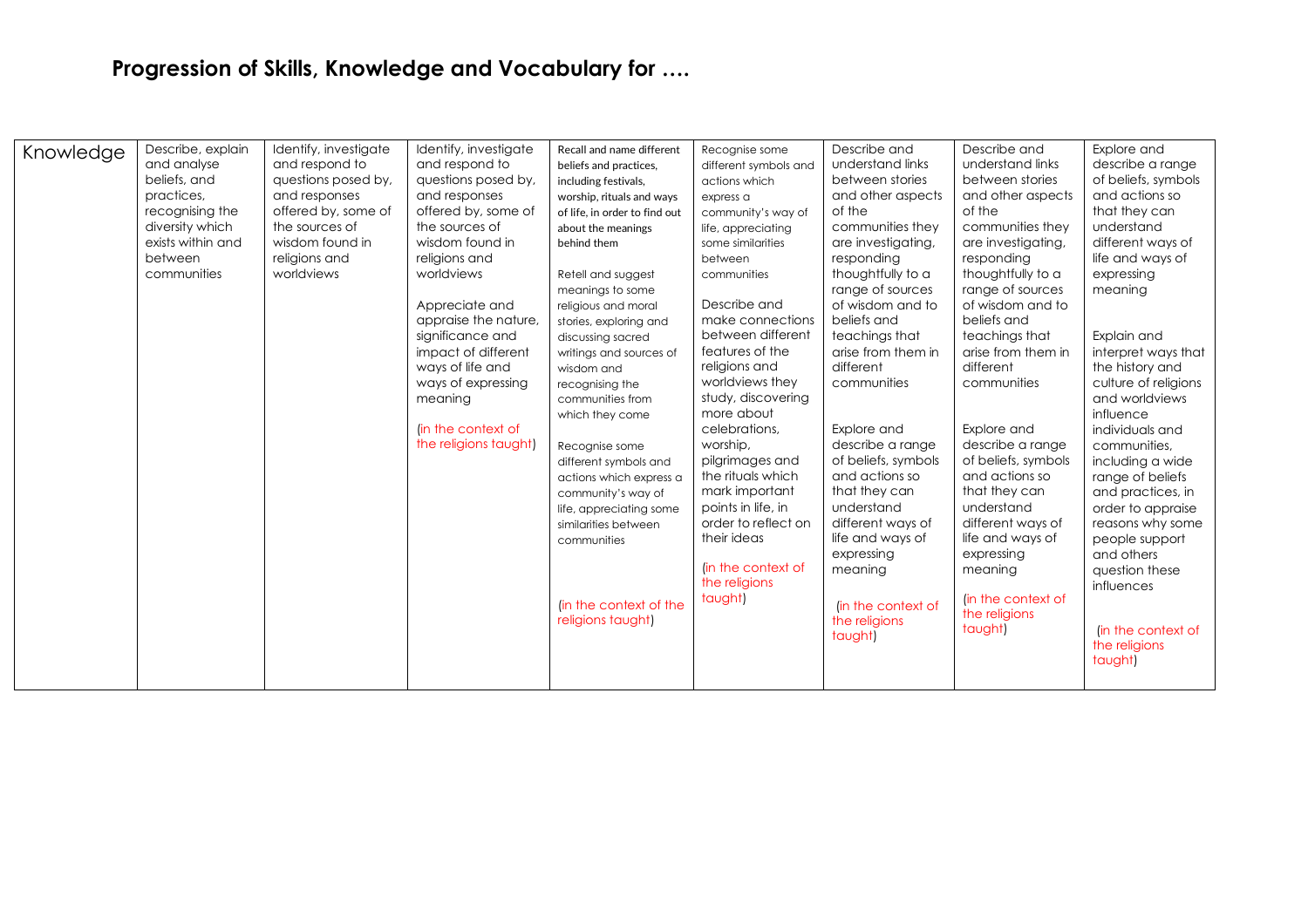## Progression of Skills, Knowledge and Vocabulary for ….

| Knowledge | Describe, explain and analyse beliefs, and practices, recognising the diversity which exists within and between communities | Identify, investigate and respond to questions posed by, and responses offered by, some of the sources of wisdom found in religions and worldviews | Identify, investigate and respond to questions posed by, and responses offered by, some of the sources of wisdom found in religions and worldviews<br><br>Appreciate and appraise the nature, significance and impact of different ways of life and ways of expressing meaning<br><br>(in the context of the religions taught) | Recall and name different beliefs and practices, including festivals, worship, rituals and ways of life, in order to find out about the meanings behind them<br><br>Retell and suggest meanings to some religious and moral stories, exploring and discussing sacred writings and sources of wisdom and recognising the communities from which they come<br><br>Recognise some different symbols and actions which express a community's way of life, appreciating some similarities between communities<br><br>(in the context of the religions taught) | Recognise some different symbols and actions which express a community's way of life, appreciating some similarities between communities<br><br>Describe and make connections between different features of the religions and worldviews they study, discovering more about celebrations, worship, pilgrimages and the rituals which mark important points in life, in order to reflect on their ideas<br><br>(in the context of the religions taught) | Describe and understand links between stories and other aspects of the communities they are investigating, responding thoughtfully to a range of sources of wisdom and to beliefs and teachings that arise from them in different communities<br><br>Explore and describe a range of beliefs, symbols and actions so that they can understand different ways of life and ways of expressing meaning<br><br>(in the context of the religions taught) | Describe and understand links between stories and other aspects of the communities they are investigating, responding thoughtfully to a range of sources of wisdom and to beliefs and teachings that arise from them in different communities<br><br>Explore and describe a range of beliefs, symbols and actions so that they can understand different ways of life and ways of expressing meaning<br><br>(in the context of the religions taught) | Explore and describe a range of beliefs, symbols and actions so that they can understand different ways of life and ways of expressing meaning<br><br>Explain and interpret ways that the history and culture of religions and worldviews influence individuals and communities, including a wide range of beliefs and practices, in order to appraise reasons why some people support and others question these influences<br><br>(in the context of the religions taught) |
|---|---|---|---|---|---|---|---|---|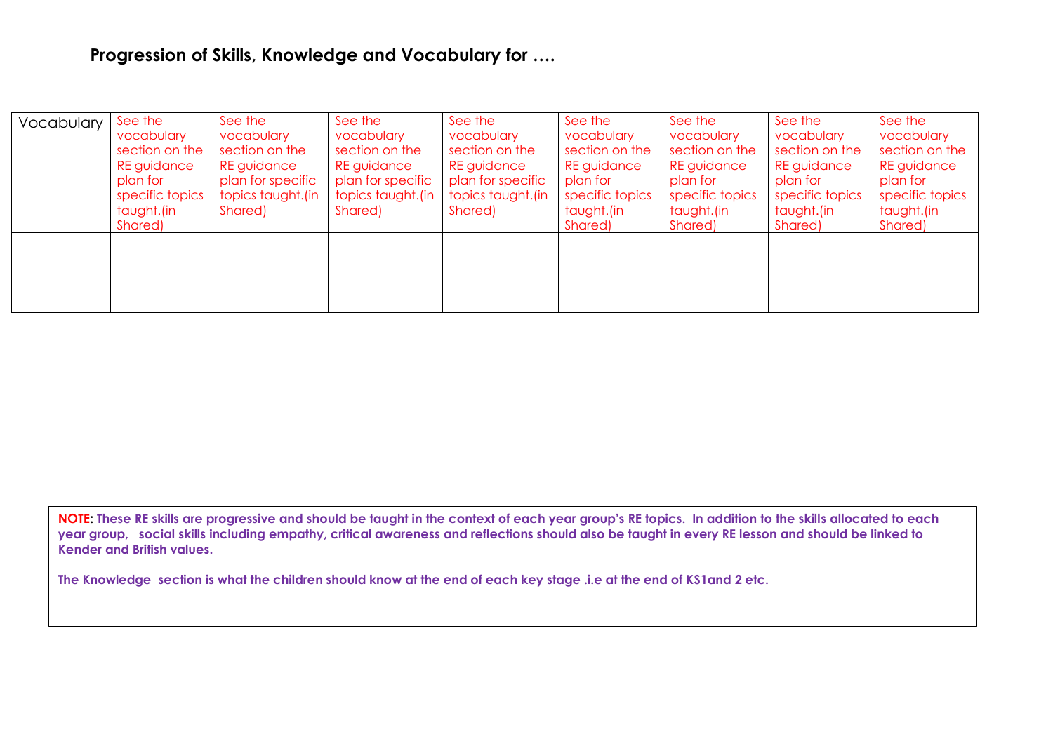## Progression of Skills, Knowledge and Vocabulary for ….

| | | | | | | | | |
|---|---|---|---|---|---|---|---|---|
| Vocabulary | See the vocabulary section on the RE guidance plan for specific topics taught.(in Shared) | See the vocabulary section on the RE guidance plan for specific topics taught.(in Shared) | See the vocabulary section on the RE guidance plan for specific topics taught.(in Shared) | See the vocabulary section on the RE guidance plan for specific topics taught.(in Shared) | See the vocabulary section on the RE guidance plan for specific topics taught.(in Shared) | See the vocabulary section on the RE guidance plan for specific topics taught.(in Shared) | See the vocabulary section on the RE guidance plan for specific topics taught.(in Shared) | See the vocabulary section on the RE guidance plan for specific topics taught.(in Shared) |
| | | | | | | | | |

**NOTE: These RE skills are progressive and should be taught in the context of each year group's RE topics. In addition to the skills allocated to each year group, social skills including empathy, critical awareness and reflections should also be taught in every RE lesson and should be linked to Kender and British values.**

**The Knowledge section is what the children should know at the end of each key stage .i.e at the end of KS1and 2 etc.**